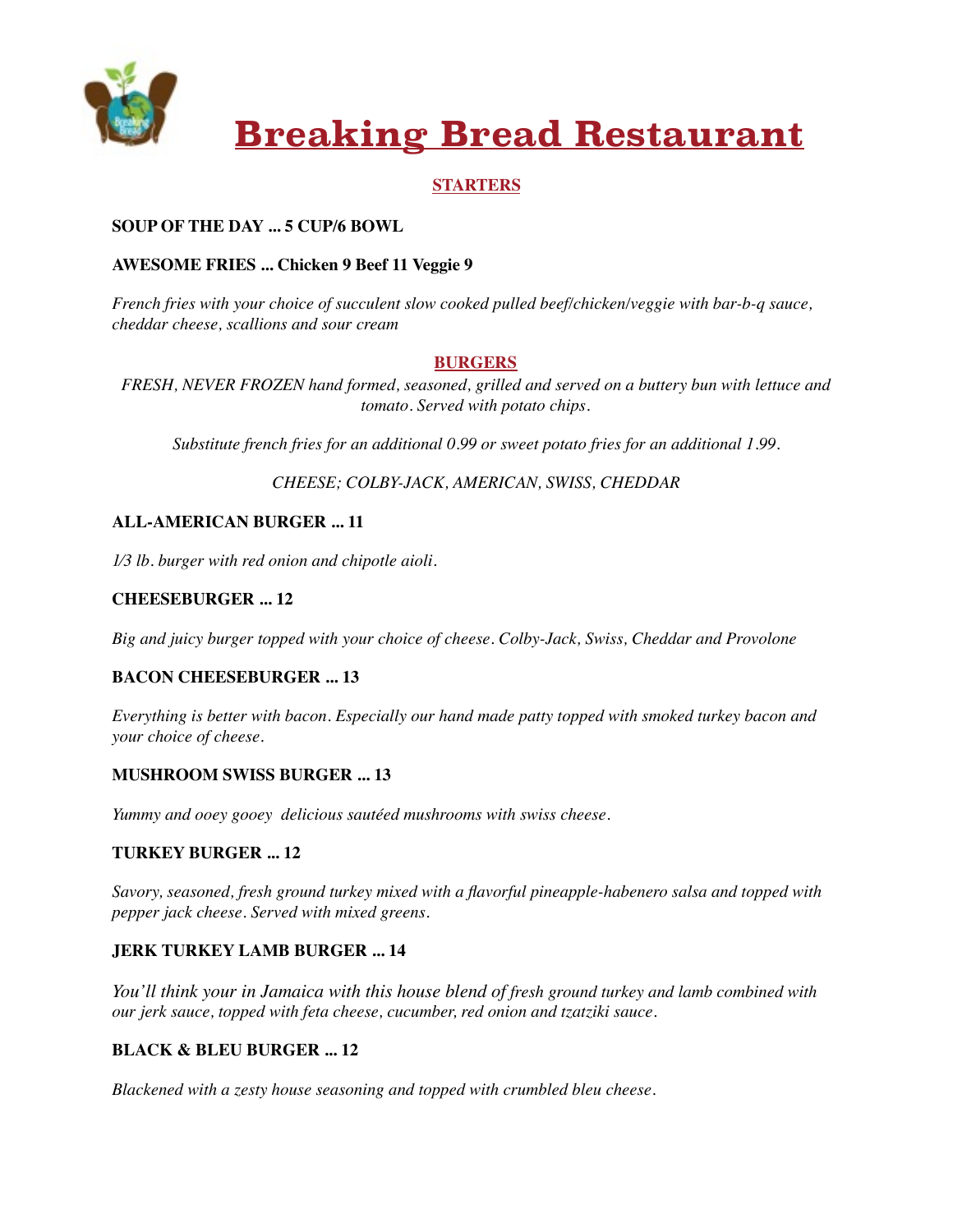# Breaking Bread Restaurant

## STARTERS

**SOUP OF THE DAY ... 5 CUP/6 BOWL**

**AWESOME FRIES ... Chicken 9 Beef 11 Veggie 9**

*French fries with your choice of succulent slow cooked pulled beef/chicken/veggie with bar-b-q sauce, cheddar cheese, scallions and sour cream*

## BURGERS

*FRESH, NEVER FROZEN hand formed, seasoned, grilled and served on a buttery bun with lettuce and tomato. Served with potato chips.*

*Substitute french fries for an additional 0.99 or sweet potato fries for an additional 1.99.*

*CHEESE; COLBY-JACK, AMERICAN, SWISS, CHEDDAR*

**ALL-AMERICAN BURGER ... 11**

*1/3 lb. burger with red onion and chipotle aioli.*

**CHEESEBURGER ... 12**

*Big and juicy burger topped with your choice of cheese. Colby-Jack, Swiss, Cheddar and Provolone*

**BACON CHEESEBURGER ... 13**

*Everything is better with bacon. Especially our hand made patty topped with smoked turkey bacon and your choice of cheese.*

**MUSHROOM SWISS BURGER ... 13**

*Yummy and ooey gooey delicious sautéed mushrooms with swiss cheese.*

**TURKEY BURGER ... 12**

*Savory, seasoned, fresh ground turkey mixed with a flavorful pineapple-habenero salsa and topped with pepper jack cheese. Served with mixed greens.*

**JERK TURKEY LAMB BURGER ... 14**

*You'll think your in Jamaica with this house blend of fresh ground turkey and lamb combined with our jerk sauce, topped with feta cheese, cucumber, red onion and tzatziki sauce.*

**BLACK & BLEU BURGER ... 12**

*Blackened with a zesty house seasoning and topped with crumbled bleu cheese.*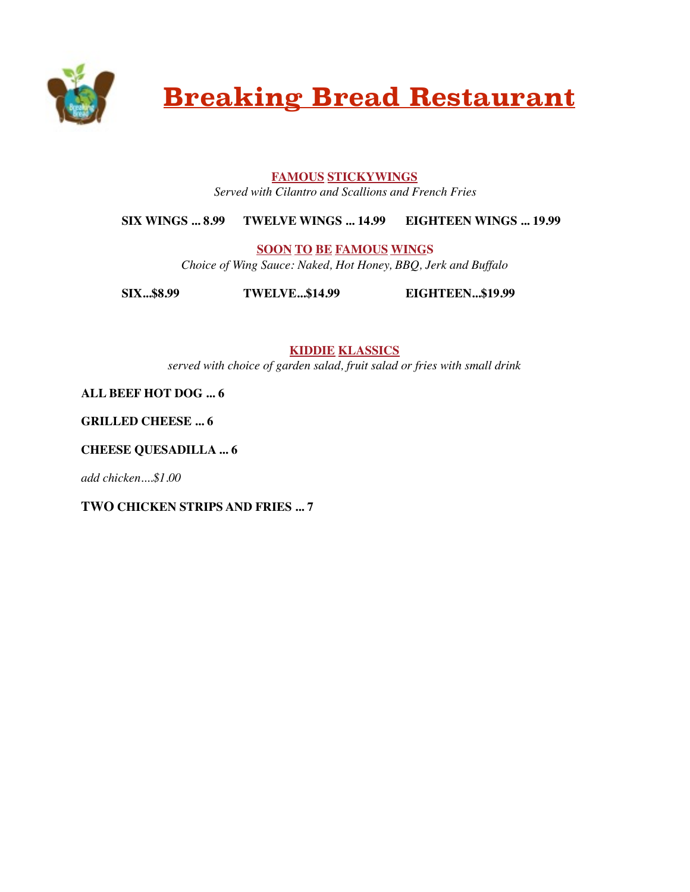# Breaking Bread Restaurant

## FAMOUS STICKYWINGS

*Served with Cilantro and Scallions and French Fries*

**SIX WINGS ... 8.99** **TWELVE WINGS ... 14.99** **EIGHTEEN WINGS ... 19.99**

## SOON TO BE FAMOUS WINGS

*Choice of Wing Sauce: Naked, Hot Honey, BBQ, Jerk and Buffalo*

**SIX...$8.99** **TWELVE...$14.99** **EIGHTEEN...$19.99**

## KIDDIE KLASSICS

*served with choice of garden salad, fruit salad or fries with small drink*

**ALL BEEF HOT DOG ... 6**

**GRILLED CHEESE ... 6**

**CHEESE QUESADILLA ... 6**

*add chicken….$1.00*

**TWO CHICKEN STRIPS AND FRIES ... 7**